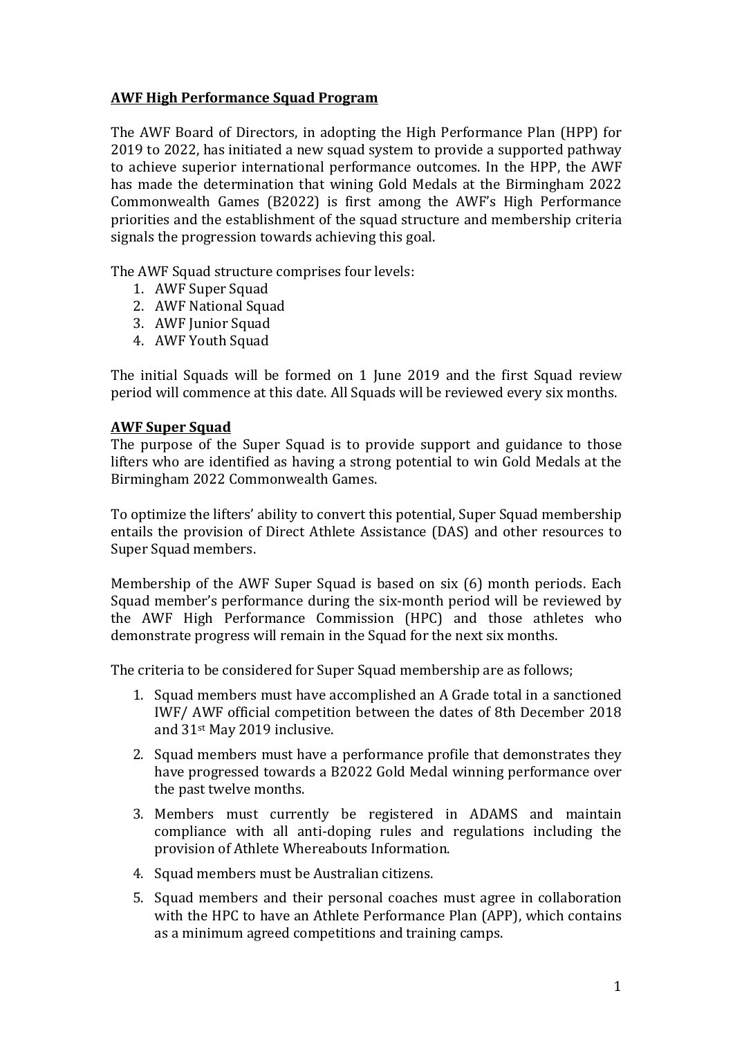**AWF High Performance Squad Program**

The AWF Board of Directors, in adopting the High Performance Plan (HPP) for 2019 to 2022, has initiated a new squad system to provide a supported pathway to achieve superior international performance outcomes. In the HPP, the AWF has made the determination that wining Gold Medals at the Birmingham 2022 Commonwealth Games (B2022) is first among the AWF's High Performance priorities and the establishment of the squad structure and membership criteria signals the progression towards achieving this goal.

The AWF Squad structure comprises four levels:

1. AWF Super Squad
2. AWF National Squad
3. AWF Junior Squad
4. AWF Youth Squad

The initial Squads will be formed on 1 June 2019 and the first Squad review period will commence at this date. All Squads will be reviewed every six months.

**AWF Super Squad**

The purpose of the Super Squad is to provide support and guidance to those lifters who are identified as having a strong potential to win Gold Medals at the Birmingham 2022 Commonwealth Games.

To optimize the lifters' ability to convert this potential, Super Squad membership entails the provision of Direct Athlete Assistance (DAS) and other resources to Super Squad members.

Membership of the AWF Super Squad is based on six (6) month periods. Each Squad member's performance during the six-month period will be reviewed by the AWF High Performance Commission (HPC) and those athletes who demonstrate progress will remain in the Squad for the next six months.

The criteria to be considered for Super Squad membership are as follows;

1. Squad members must have accomplished an A Grade total in a sanctioned IWF/ AWF official competition between the dates of 8th December 2018 and 31st May 2019 inclusive.
2. Squad members must have a performance profile that demonstrates they have progressed towards a B2022 Gold Medal winning performance over the past twelve months.
3. Members must currently be registered in ADAMS and maintain compliance with all anti-doping rules and regulations including the provision of Athlete Whereabouts Information.
4. Squad members must be Australian citizens.
5. Squad members and their personal coaches must agree in collaboration with the HPC to have an Athlete Performance Plan (APP), which contains as a minimum agreed competitions and training camps.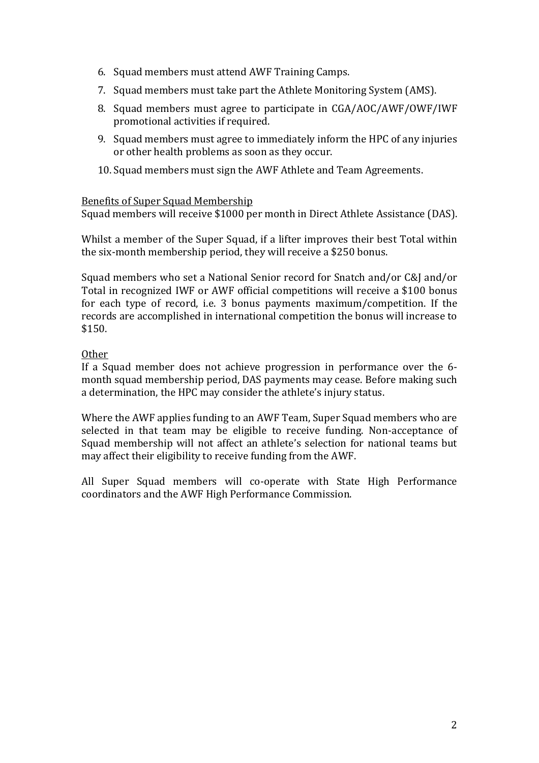6. Squad members must attend AWF Training Camps.
7. Squad members must take part the Athlete Monitoring System (AMS).
8. Squad members must agree to participate in CGA/AOC/AWF/OWF/IWF promotional activities if required.
9. Squad members must agree to immediately inform the HPC of any injuries or other health problems as soon as they occur.
10. Squad members must sign the AWF Athlete and Team Agreements.

Benefits of Super Squad Membership

Squad members will receive $1000 per month in Direct Athlete Assistance (DAS).

Whilst a member of the Super Squad, if a lifter improves their best Total within the six-month membership period, they will receive a $250 bonus.

Squad members who set a National Senior record for Snatch and/or C&J and/or Total in recognized IWF or AWF official competitions will receive a $100 bonus for each type of record, i.e. 3 bonus payments maximum/competition. If the records are accomplished in international competition the bonus will increase to $150.

Other

If a Squad member does not achieve progression in performance over the 6-month squad membership period, DAS payments may cease. Before making such a determination, the HPC may consider the athlete's injury status.

Where the AWF applies funding to an AWF Team, Super Squad members who are selected in that team may be eligible to receive funding. Non-acceptance of Squad membership will not affect an athlete's selection for national teams but may affect their eligibility to receive funding from the AWF.

All Super Squad members will co-operate with State High Performance coordinators and the AWF High Performance Commission.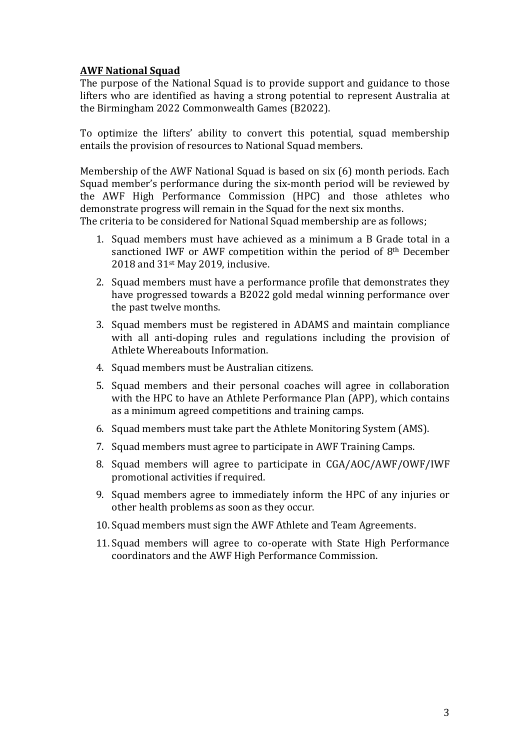**AWF National Squad**

The purpose of the National Squad is to provide support and guidance to those lifters who are identified as having a strong potential to represent Australia at the Birmingham 2022 Commonwealth Games (B2022).

To optimize the lifters' ability to convert this potential, squad membership entails the provision of resources to National Squad members.

Membership of the AWF National Squad is based on six (6) month periods. Each Squad member's performance during the six-month period will be reviewed by the AWF High Performance Commission (HPC) and those athletes who demonstrate progress will remain in the Squad for the next six months.
The criteria to be considered for National Squad membership are as follows;

1. Squad members must have achieved as a minimum a B Grade total in a sanctioned IWF or AWF competition within the period of 8th December 2018 and 31st May 2019, inclusive.
2. Squad members must have a performance profile that demonstrates they have progressed towards a B2022 gold medal winning performance over the past twelve months.
3. Squad members must be registered in ADAMS and maintain compliance with all anti-doping rules and regulations including the provision of Athlete Whereabouts Information.
4. Squad members must be Australian citizens.
5. Squad members and their personal coaches will agree in collaboration with the HPC to have an Athlete Performance Plan (APP), which contains as a minimum agreed competitions and training camps.
6. Squad members must take part the Athlete Monitoring System (AMS).
7. Squad members must agree to participate in AWF Training Camps.
8. Squad members will agree to participate in CGA/AOC/AWF/OWF/IWF promotional activities if required.
9. Squad members agree to immediately inform the HPC of any injuries or other health problems as soon as they occur.
10. Squad members must sign the AWF Athlete and Team Agreements.
11. Squad members will agree to co-operate with State High Performance coordinators and the AWF High Performance Commission.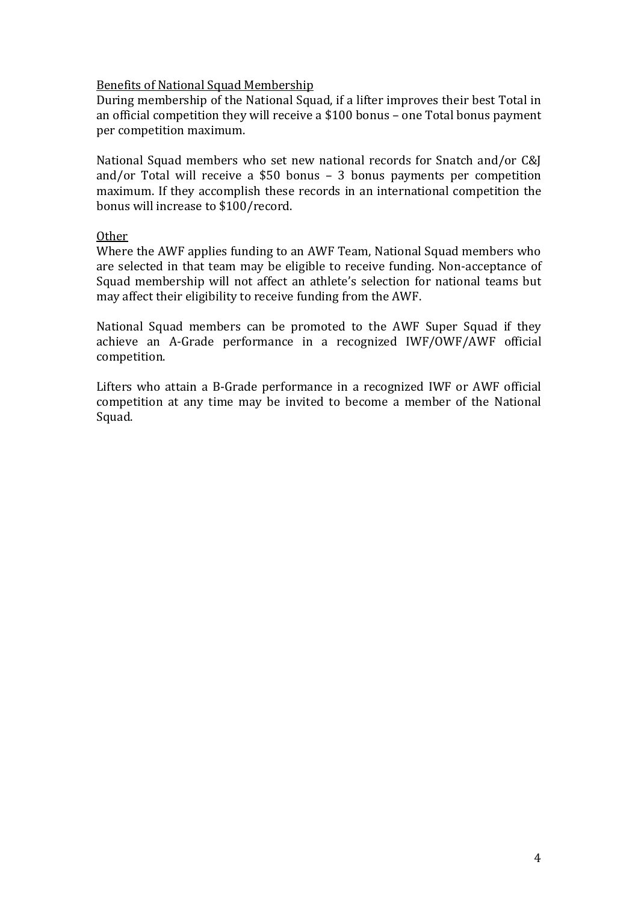## Benefits of National Squad Membership

During membership of the National Squad, if a lifter improves their best Total in an official competition they will receive a $100 bonus – one Total bonus payment per competition maximum.

National Squad members who set new national records for Snatch and/or C&J and/or Total will receive a $50 bonus – 3 bonus payments per competition maximum. If they accomplish these records in an international competition the bonus will increase to $100/record.

## Other

Where the AWF applies funding to an AWF Team, National Squad members who are selected in that team may be eligible to receive funding. Non-acceptance of Squad membership will not affect an athlete's selection for national teams but may affect their eligibility to receive funding from the AWF.

National Squad members can be promoted to the AWF Super Squad if they achieve an A-Grade performance in a recognized IWF/OWF/AWF official competition.

Lifters who attain a B-Grade performance in a recognized IWF or AWF official competition at any time may be invited to become a member of the National Squad.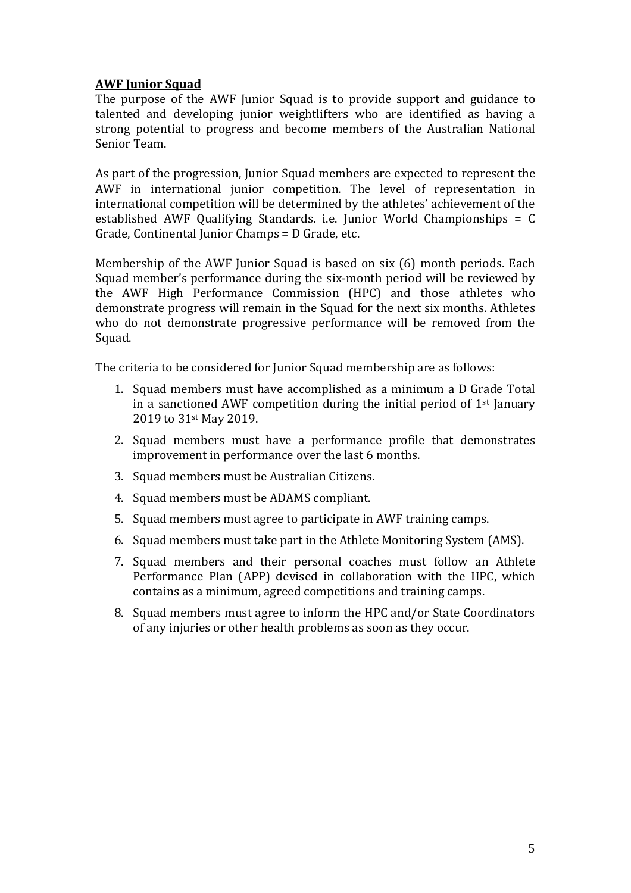**AWF Junior Squad**

The purpose of the AWF Junior Squad is to provide support and guidance to talented and developing junior weightlifters who are identified as having a strong potential to progress and become members of the Australian National Senior Team.

As part of the progression, Junior Squad members are expected to represent the AWF in international junior competition. The level of representation in international competition will be determined by the athletes' achievement of the established AWF Qualifying Standards. i.e. Junior World Championships = C Grade, Continental Junior Champs = D Grade, etc.

Membership of the AWF Junior Squad is based on six (6) month periods. Each Squad member's performance during the six-month period will be reviewed by the AWF High Performance Commission (HPC) and those athletes who demonstrate progress will remain in the Squad for the next six months. Athletes who do not demonstrate progressive performance will be removed from the Squad.

The criteria to be considered for Junior Squad membership are as follows:

1. Squad members must have accomplished as a minimum a D Grade Total in a sanctioned AWF competition during the initial period of 1st January 2019 to 31st May 2019.
2. Squad members must have a performance profile that demonstrates improvement in performance over the last 6 months.
3. Squad members must be Australian Citizens.
4. Squad members must be ADAMS compliant.
5. Squad members must agree to participate in AWF training camps.
6. Squad members must take part in the Athlete Monitoring System (AMS).
7. Squad members and their personal coaches must follow an Athlete Performance Plan (APP) devised in collaboration with the HPC, which contains as a minimum, agreed competitions and training camps.
8. Squad members must agree to inform the HPC and/or State Coordinators of any injuries or other health problems as soon as they occur.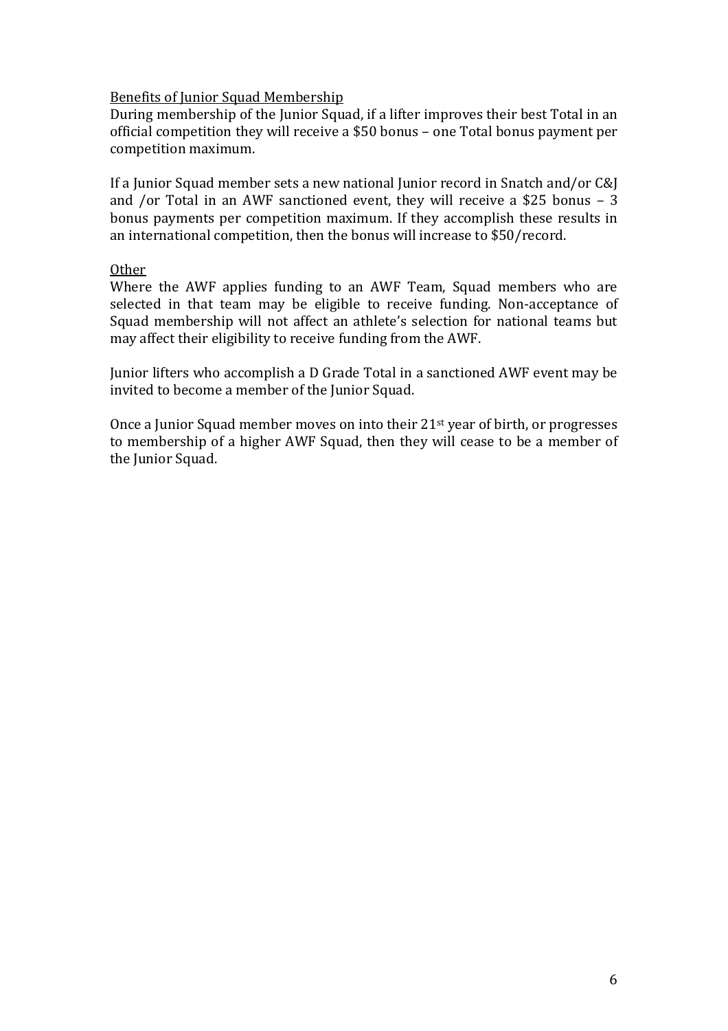<u>Benefits of Junior Squad Membership</u>

During membership of the Junior Squad, if a lifter improves their best Total in an official competition they will receive a $50 bonus – one Total bonus payment per competition maximum.

If a Junior Squad member sets a new national Junior record in Snatch and/or C&J and /or Total in an AWF sanctioned event, they will receive a $25 bonus – 3 bonus payments per competition maximum. If they accomplish these results in an international competition, then the bonus will increase to $50/record.

<u>Other</u>

Where the AWF applies funding to an AWF Team, Squad members who are selected in that team may be eligible to receive funding. Non-acceptance of Squad membership will not affect an athlete's selection for national teams but may affect their eligibility to receive funding from the AWF.

Junior lifters who accomplish a D Grade Total in a sanctioned AWF event may be invited to become a member of the Junior Squad.

Once a Junior Squad member moves on into their 21st year of birth, or progresses to membership of a higher AWF Squad, then they will cease to be a member of the Junior Squad.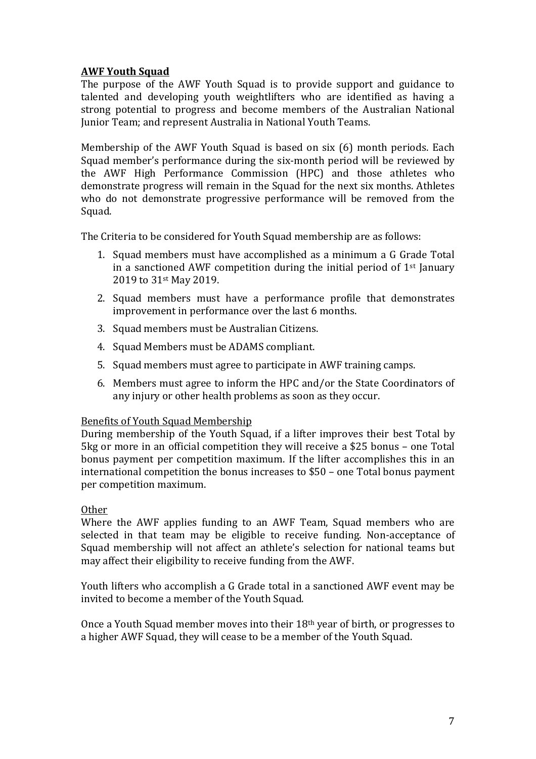## AWF Youth Squad

The purpose of the AWF Youth Squad is to provide support and guidance to talented and developing youth weightlifters who are identified as having a strong potential to progress and become members of the Australian National Junior Team; and represent Australia in National Youth Teams.

Membership of the AWF Youth Squad is based on six (6) month periods. Each Squad member's performance during the six-month period will be reviewed by the AWF High Performance Commission (HPC) and those athletes who demonstrate progress will remain in the Squad for the next six months. Athletes who do not demonstrate progressive performance will be removed from the Squad.

The Criteria to be considered for Youth Squad membership are as follows:

1. Squad members must have accomplished as a minimum a G Grade Total in a sanctioned AWF competition during the initial period of 1st January 2019 to 31st May 2019.
2. Squad members must have a performance profile that demonstrates improvement in performance over the last 6 months.
3. Squad members must be Australian Citizens.
4. Squad Members must be ADAMS compliant.
5. Squad members must agree to participate in AWF training camps.
6. Members must agree to inform the HPC and/or the State Coordinators of any injury or other health problems as soon as they occur.

### Benefits of Youth Squad Membership

During membership of the Youth Squad, if a lifter improves their best Total by 5kg or more in an official competition they will receive a $25 bonus – one Total bonus payment per competition maximum. If the lifter accomplishes this in an international competition the bonus increases to $50 – one Total bonus payment per competition maximum.

### Other

Where the AWF applies funding to an AWF Team, Squad members who are selected in that team may be eligible to receive funding. Non-acceptance of Squad membership will not affect an athlete's selection for national teams but may affect their eligibility to receive funding from the AWF.

Youth lifters who accomplish a G Grade total in a sanctioned AWF event may be invited to become a member of the Youth Squad.

Once a Youth Squad member moves into their 18th year of birth, or progresses to a higher AWF Squad, they will cease to be a member of the Youth Squad.